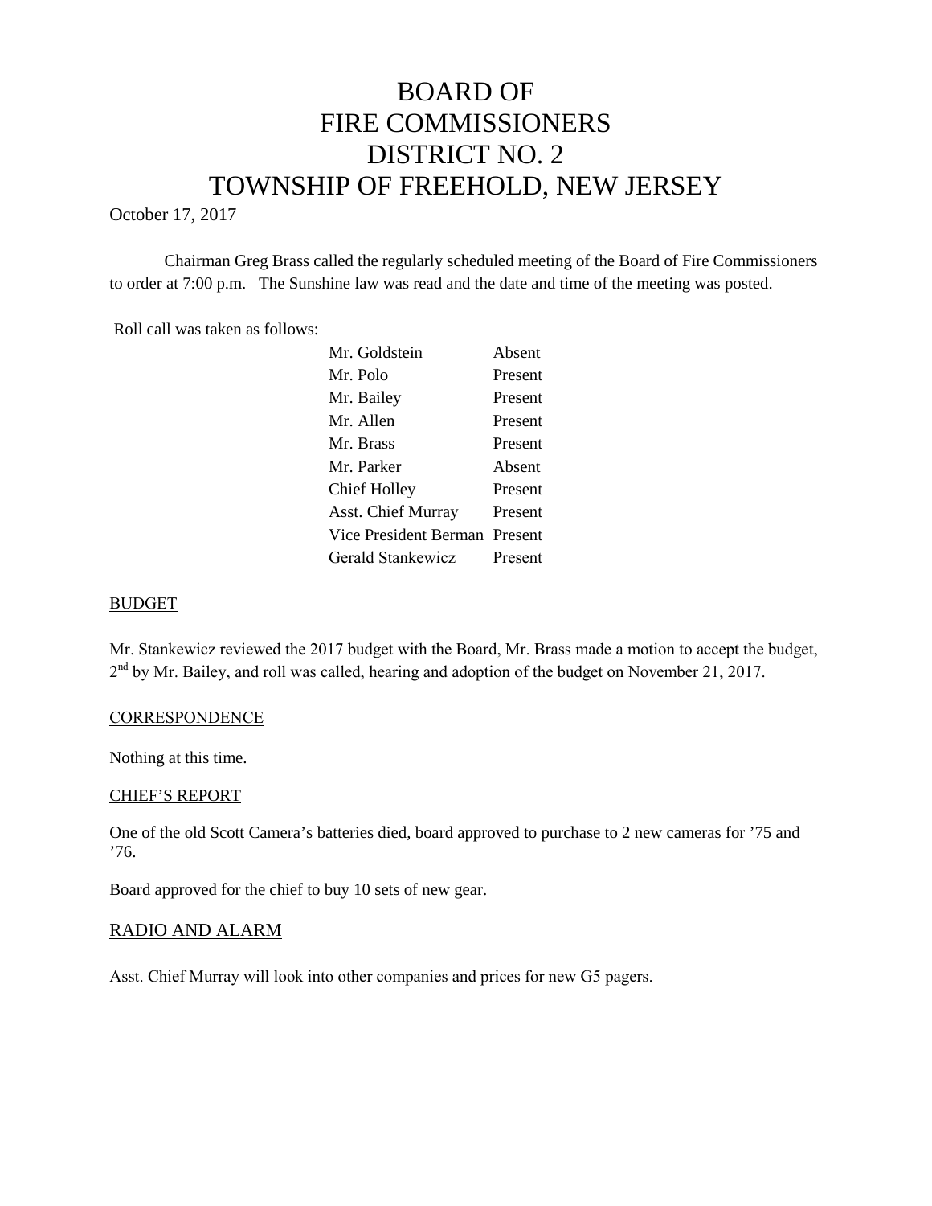# BOARD OF FIRE COMMISSIONERS DISTRICT NO. 2 TOWNSHIP OF FREEHOLD, NEW JERSEY

October 17, 2017

Chairman Greg Brass called the regularly scheduled meeting of the Board of Fire Commissioners to order at 7:00 p.m. The Sunshine law was read and the date and time of the meeting was posted.

Roll call was taken as follows:

| | |
|---|---|
| Mr. Goldstein | Absent |
| Mr. Polo | Present |
| Mr. Bailey | Present |
| Mr. Allen | Present |
| Mr. Brass | Present |
| Mr. Parker | Absent |
| Chief Holley | Present |
| Asst. Chief Murray | Present |
| Vice President Berman | Present |
| Gerald Stankewicz | Present |

## BUDGET

Mr. Stankewicz reviewed the 2017 budget with the Board, Mr. Brass made a motion to accept the budget, 2nd by Mr. Bailey, and roll was called, hearing and adoption of the budget on November 21, 2017.

## CORRESPONDENCE

Nothing at this time.

## CHIEF'S REPORT

One of the old Scott Camera's batteries died, board approved to purchase to 2 new cameras for '75 and '76.

Board approved for the chief to buy 10 sets of new gear.

## RADIO AND ALARM

Asst. Chief Murray will look into other companies and prices for new G5 pagers.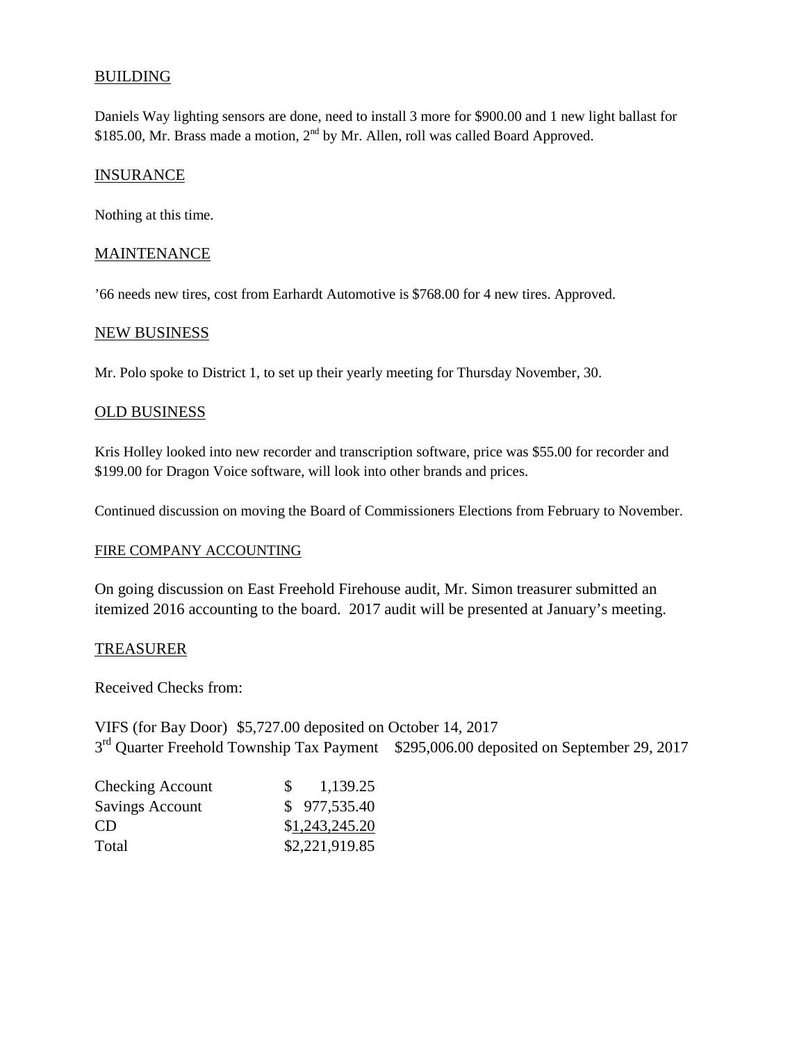BUILDING

Daniels Way lighting sensors are done, need to install 3 more for $900.00 and 1 new light ballast for $185.00, Mr. Brass made a motion, 2nd by Mr. Allen, roll was called Board Approved.

INSURANCE

Nothing at this time.

MAINTENANCE

’66 needs new tires, cost from Earhardt Automotive is $768.00 for 4 new tires. Approved.

NEW BUSINESS

Mr. Polo spoke to District 1, to set up their yearly meeting for Thursday November, 30.

OLD BUSINESS

Kris Holley looked into new recorder and transcription software, price was $55.00 for recorder and $199.00 for Dragon Voice software, will look into other brands and prices.

Continued discussion on moving the Board of Commissioners Elections from February to November.

FIRE COMPANY ACCOUNTING

On going discussion on East Freehold Firehouse audit, Mr. Simon treasurer submitted an itemized 2016 accounting to the board. 2017 audit will be presented at January’s meeting.

TREASURER

Received Checks from:

VIFS (for Bay Door) $5,727.00 deposited on October 14, 2017
3rd Quarter Freehold Township Tax Payment $295,006.00 deposited on September 29, 2017

| | |
|---|---|
| Checking Account | $ 1,139.25 |
| Savings Account | $ 977,535.40 |
| CD | $1,243,245.20 |
| Total | $2,221,919.85 |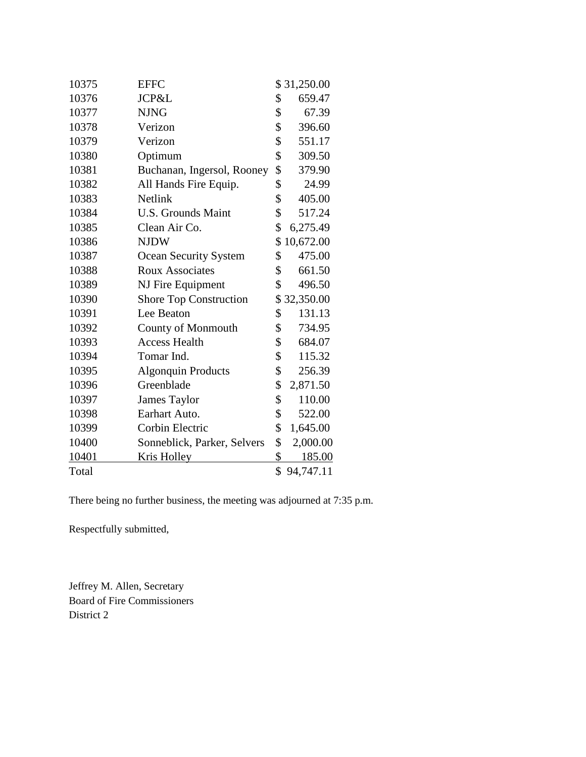| | | |
|---|---|---|
| 10375 | EFFC | $ 31,250.00 |
| 10376 | JCP&L | $ 659.47 |
| 10377 | NJNG | $ 67.39 |
| 10378 | Verizon | $ 396.60 |
| 10379 | Verizon | $ 551.17 |
| 10380 | Optimum | $ 309.50 |
| 10381 | Buchanan, Ingersol, Rooney | $ 379.90 |
| 10382 | All Hands Fire Equip. | $ 24.99 |
| 10383 | Netlink | $ 405.00 |
| 10384 | U.S. Grounds Maint | $ 517.24 |
| 10385 | Clean Air Co. | $ 6,275.49 |
| 10386 | NJDW | $ 10,672.00 |
| 10387 | Ocean Security System | $ 475.00 |
| 10388 | Roux Associates | $ 661.50 |
| 10389 | NJ Fire Equipment | $ 496.50 |
| 10390 | Shore Top Construction | $ 32,350.00 |
| 10391 | Lee Beaton | $ 131.13 |
| 10392 | County of Monmouth | $ 734.95 |
| 10393 | Access Health | $ 684.07 |
| 10394 | Tomar Ind. | $ 115.32 |
| 10395 | Algonquin Products | $ 256.39 |
| 10396 | Greenblade | $ 2,871.50 |
| 10397 | James Taylor | $ 110.00 |
| 10398 | Earhart Auto. | $ 522.00 |
| 10399 | Corbin Electric | $ 1,645.00 |
| 10400 | Sonneblick, Parker, Selvers | $ 2,000.00 |
| 10401 | Kris Holley | $ 185.00 |
| Total | | $ 94,747.11 |

There being no further business, the meeting was adjourned at 7:35 p.m.

Respectfully submitted,

Jeffrey M. Allen, Secretary
Board of Fire Commissioners
District 2